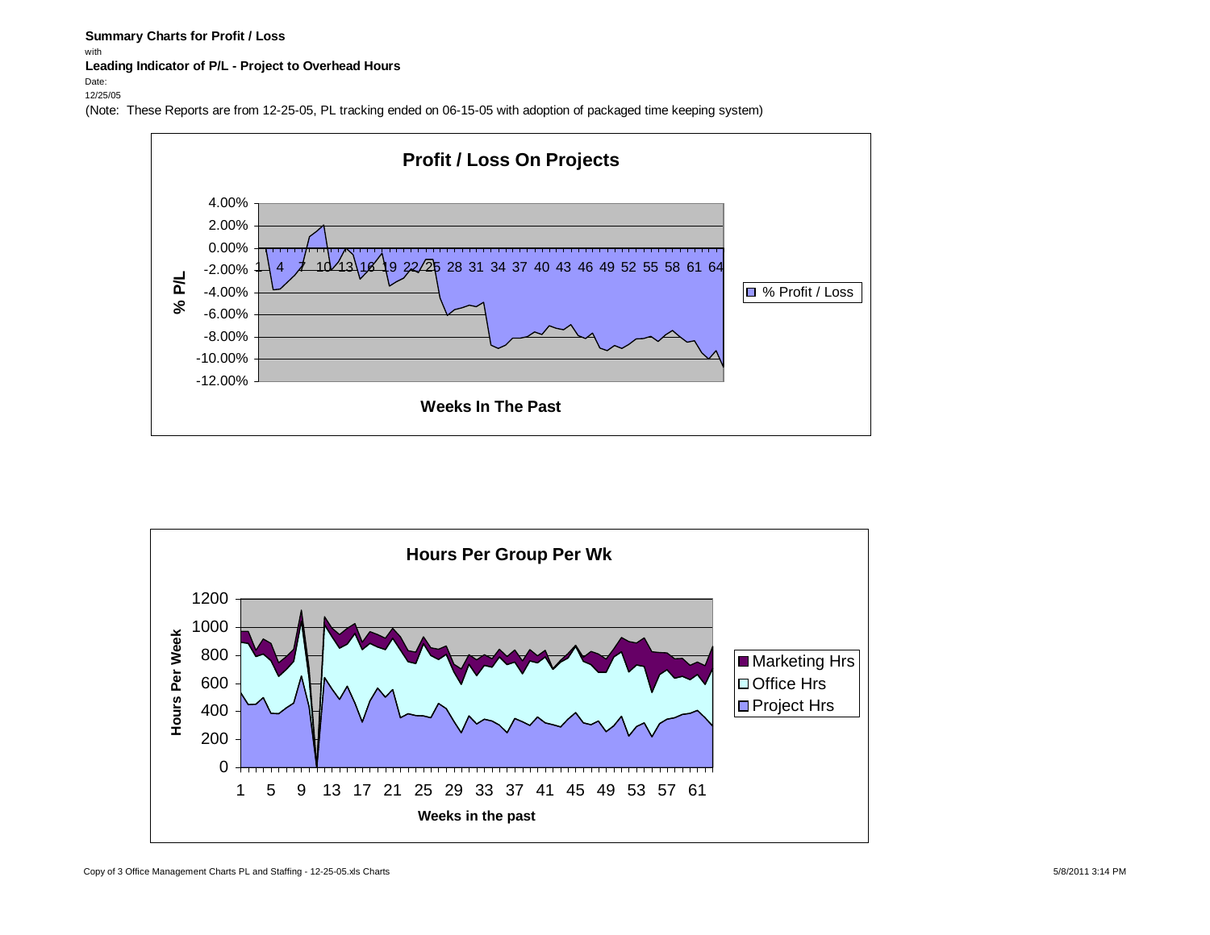**Summary Charts for Profit / Loss**

with

**Leading Indicator of P/L - Project to Overhead Hours**

Date:

12/25/05

(Note: These Reports are from 12-25-05, PL tracking ended on 06-15-05 with adoption of packaged time keeping system)

**Profit / Loss On Projects**

% P/L

4.00%
2.00%
0.00%
-2.00%
-4.00%
-6.00%
-8.00%
-10.00%
-12.00%

1 4 7 10 13 16 19 22 25 28 31 34 37 40 43 46 49 52 55 58 61 64

**Weeks In The Past**

% Profit / Loss

**Hours Per Group Per Wk**

Hours Per Week

1200
1000
800
600
400
200
0

1 5 9 13 17 21 25 29 33 37 41 45 49 53 57 61

**Weeks in the past**

Marketing Hrs
Office Hrs
Project Hrs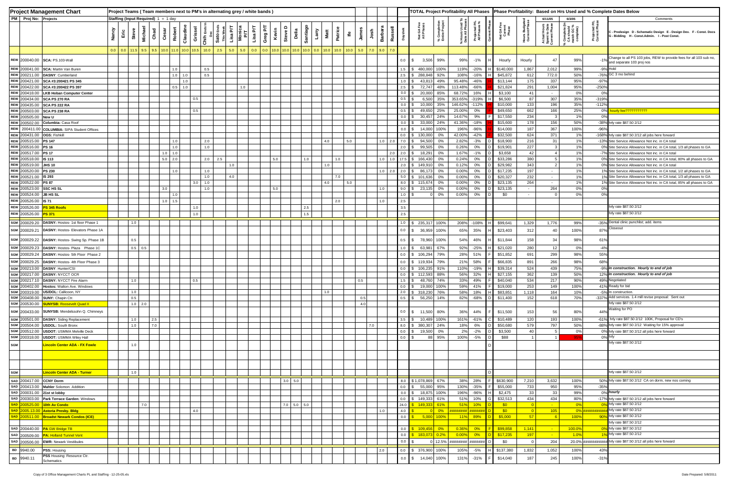# Project Management Chart

Project Teams ( Team members next to PM's in alternating grey / white bands )

TOTAL Project Profitability All Phases | Phase Profitability: Based on Hrs Used and % Complete Dates Below

Staffing (Input Required) 1 = 1 day

| PM | Proj No: | Projects | Nancy | Eric | Steve | Michael | Chad | Cesar | Robert | Claudine | Grissel | Chih Ends In Dec | Sato Ends This Week | Lisa P/T | Monica P/T | Lisa P/T | Greg P/T | Kevin | Steve D | Delia | Santiago | Larry | Matt | Patrice | Ife | James | Josh | Barbara | Russell | Days/wk | Net GA Fee All Phases | % Completion Entire Project | % Hours Used To Date All Phases | Projected P/L All Phases % | Current Phase | Net GA Fee Current Phase | Hours Budgeted Current Phase | Actual Hours Spent to Date Current Phase (6/11/05) | % Complete (In CA should match GC % complete) (6/3/05) | Projected P/L Current Phase | Comments C - Predesign D - Schematic Design E - Design Dev. F - Const. Docs G - Bidding H - Const.Admin. I - Post Const. |
|---|---|---|---|---|---|---|---|---|---|---|---|---|---|---|---|---|---|---|---|---|---|---|---|---|---|---|---|---|---|---|---|---|---|---|---|---|---|---|---|---|---|
| | | | 0.0 | 0.0 | 11.5 | 9.5 | 9.5 | 10.0 | 11.0 | 10.0 | 10.5 | 10.0 | 2.5 | 5.0 | 5.0 | 0.0 | 0.0 | 10.0 | 10.0 | 10.0 | 10.0 | 0.0 | 10.0 | 10.0 | 10.0 | 5.0 | 7.0 | 9.0 | 7.0 | | | | | | | | | | | | |
| REW | 200040.00 | SCA: PS 103-Wall | | | | | | | | | | | | | | | | | | | | | | | | | | | | 0.0 | $ 3,506 | 99% | 99% | -1% | H | Hourly | Hourly | 47 | 99% | -1% | Change to all PS 103 jobs, REW to provide fees for all 103 sub no, and separate 103 proj nos |
| REW | 200041.00 | SCA: Martin Van Buren | | | | | | | 1.0 | | | 0.5 | | | | | | | | | | | | | | | | | | 1.5 | $ 480,000 | 100% | 119% | -20% | H | $140,000 | 1,867 | 2,012 | 99% | -9% | Hold |
| REW | 200211.00 | DASNY: Cumberland | | | | | | | 1.0 | 1.0 | | 0.5 | | | | | | | | | | | | | | | | | | 2.5 | $ 288,848 | 92% | 108% | -16% | H | $45,872 | 612 | 772.0 | 50% | -76% | GC 3 mo behind |
| REW | 200421.00 | SCA #3:200421 PS 345 | | | | | | | | 1.0 | | | | | | | | | | | | | | | | | | | | 1.0 | $ 43,813 | 49% | 95.48% | -46% | | $13,144 | 175 | 337 | 95% | -97% | |
| REW | 200422.00 | SCA #3:200422 PS 397 | | | | | | | 0.5 | 1.0 | | | | | 1.0 | | | | | | | | | | | | | | | 2.5 | $ 72,747 | 48% | 113.48% | -66% | | $21,824 | 291 | 1,004 | 95% | -250% | |
| REW | 200418.00 | LKB Hoban Computer Center | | | | | | | | | | | | | | | | | | | | | | | | | | | | 0.0 | $ 20,000 | 85% | 68.72% | 16% | H | $3,100 | 41 | - | 0% | 0% | |
| REW | 200434.00 | SCA PS 270 RA | | | | | | | | | 0.5 | | | | | | | | | | | | | | | | | | | 0.5 | $ 6,500 | 35% | 353.65% | -319% | H | $6,500 | 87 | 307 | 35% | -319% | |
| REW | 200435.00 | SCA PS 222 RA | | | | | | | | | | | | | | | | | | | | | | | | | | | | 0.0 | $ 10,000 | 35% | 146.62% | -112% | | $10,000 | 133 | 196 | 35% | -112% | |
| REW | 200503.00 | SCA PS 238 RA | | | | | | | | | 0.5 | | | | | | | | | | | | | | | | | | | 0.5 | $ 49,650 | 25% | 25.00% | 0% | | $49,650 | 662 | 166 | 25% | 0% | hourly fee??????????? |
| REW | 200505.00 | New U | | | | | | | | | | | | | | | | | | | | | | | | | | | | 0.0 | $ 30,457 | 24% | 14.67% | 9% | F | $17,550 | 234 | 3 | 1% | 0% | |
| REW | 200502.00 | Columbia: Casa Roof | | | | | | | | | | | | | | | | | | | | | | | | | | | | 0.0 | $ 33,000 | 24% | 41.36% | -18% | | $15,600 | 178 | 156 | 50% | -38% | hrly rate $87.50 2/12 |
| REW | 200411.00 | COLUMBIA: SIPA Student Offices | | | | | | | | | | | | | | | | | | | | | | | | | | | | 0.0 | $ 14,000 | 100% | 196% | -96% | | $14,000 | 187 | 367 | 100% | -96% | |
| REW | 200431.00 | OGS: Fishkill | | | | | | | | | | | | | | | | | | | | | | | | | | | | 0.0 | $ 130,000 | 0% | 42.00% | -42% | | $32,500 | 624 | 371 | 1% | -168% | hrly rate $87.50 2/12 all jobs here forward |
| REW | 200515.00 | PS 147 | | | | | | | 1.0 | | | 2.0 | | | | | | | | | | | 4.0 | | 5.0 | | | 1.0 | 2.0 | 7.0 | $ 94,500 | 0% | 2.82% | -3% | D | $18,900 | 216 | 31 | 1% | -13% | Site Service Allowance Not inc. in CA total |
| REW | 200516.00 | PS 16 | | | | | | | 1.0 | | | 1.0 | | | | | | | | | | | | | | | | | | 2.0 | $ 99,505 | 0% | 0.26% | 0% | D | $19,901 | 227 | 3 | 1% | 0% | Site Service Allowance Not inc. in CA total, 1/3 all phases to GA |
| REW | 200517.00 | PS 17 | | | | | | 1.0 | 1.0 | | | | | | | | | | | | | | | | | | | | 2.0 | 2.0 | $ 18,291 | 0% | 1.67% | -1% | D | $3,658 | 42 | 4 | 1% | -7% | Site Service Allowance Not inc. in CA total |
| REW | 200518.00 | IS 113 | | | | | | 5.0 | 2.0 | | | 2.0 | 2.5 | | | | | 5.0 | | | 1.0 | | | 1.0 | | | | 1.0 | 1.0 | 17.5 | $ 166,430 | 0% | 0.24% | 0% | D | $33,286 | 380 | 5 | 1% | 0% | Site Service Allowance Not inc. in CA total, 80% all phases to GA |
| REW | 200519.00 | JHS 10 | | | | | | | | | | | | 1.0 | | | | | | | | | 1.0 | | | | | | | 2.0 | $ 149,910 | 0% | 0.12% | 0% | D | $29,982 | 343 | 2 | 1% | 0% | Site Service Allowance Not inc. in CA total |
| REW | 200520.00 | PS 230 | | | | | | | 1.0 | | | 1.0 | | | | | | | | | | | | | | | | 1.0 | 2.0 | 2.0 | $ 86,173 | 0% | 0.00% | 0% | D | $17,235 | 197 | - | 1% | 1% | Site Service Allowance Not inc. in CA total, 1/2 all phases to GA |
| REW | 200521.00 | IS 293 | | | | | | | | | | 1.0 | | 4.0 | | | | | | | | | | 7.0 | | | | | | 5.0 | $ 101,636 | 0% | 0.00% | 0% | D | $20,327 | 232 | - | 1% | 1% | Site Service Allowance Not inc. in CA total, 1/3 all phases to GA |
| REW | 200522.00 | PS 87 | | | | | | | | | 3.0 | 1.0 | | | | | | | | | | | 4.0 | | 5.0 | | | | | 8.0 | $ 115,674 | 0% | 0.00% | 0% | D | $23,135 | 264 | - | 1% | 1% | Site Service Allowance Not inc. in CA total, 85% all phases to GA |
| REW | 200523.00 | SSC HS SL | | | | | | 3.0 | | | | 1.0 | | | | | | 5.0 | | | | | | | | | | 1.0 | | 9.0 | $ 23,135 | 0% | 0.00% | 0% | D | $23,135 | - | 264 | 0% | 0% | |
| REW | 200524.00 | JB HS SL | | | | | | | 1.0 | | | | | | | | | | | | | | | | | | | | | 1.0 | $ 0 | 0% | 0.00% | 0% | D | $0 | - | 0 | 0% | 0% | |
| REW | 200526.00 | IS 71 | | | | | | 1.0 | 1.5 | | | | | | | | | | | | | | | 2.0 | | | | 1.0 | | 2.5 | | | | | | | | | | | |
| REW | 200526.00 | PS 345 Roofs | | | | | | | | | 1.0 | | | | | | | | | | 2.5 | | | | | | | | | 3.5 | | | | | | | | | | | hrly rate $87.50 2/12 |
| REW | 200526.00 | PS 371 | | | | | | | | | 1.0 | | | | | | | | | | 1.5 | | | | | | | | | 2.5 | | | | | | | | | | | hrly rate $87.50 2/12 |
| SGM | 200029.20 | DASNY: Hostos- 1st floor Phase 1 | | | 1.0 | | | | | | | | | | | | | | | | | | | | | | | | | 1.0 | $ 235,317 | 100% | 208% | -108% | H | $99,641 | 1,329 | 1,776 | 99% | -35% | Dental clinic punchlist; add. items |
| SGM | 200029.21 | DASNY: Hostos- Elevators Phase 1A | | | | | | | | | | | | | | | | | | | | | | | | | | | | 0.0 | $ 36,959 | 100% | 65% | 35% | H | $23,403 | 312 | 40 | 100% | 87% | Closeout |
| SGM | 200029.22 | DASNY: Hostos- Swing Sp. Phase 1B | | | 0.5 | | | | | | | | | | | | | | | | | | | | | | | | | 0.5 | $ 78,960 | 100% | 54% | 46% | H | $11,844 | 158 | 34 | 98% | 61% | |
| SGM | 200029.23 | DASNY: Hostos- Plaza Phase 1C | | | 0.5 | 0.5 | | | | | | | | | | | | | | | | | | | | | | | | 1.0 | $ 63,981 | 67% | 92% | -25% | H | $21,020 | 280 | 12 | 0% | -4% | |
| SGM | 200029.24 | DASNY: Hostos- 5th Floor Phase 2 | | | | | | | | | | | | | | | | | | | | | | | | | | | | 0.0 | $ 106,294 | 79% | 28% | 51% | F | $51,852 | 691 | 299 | 98% | 55% | |
| SGM | 200029.25 | DASNY: Hostos- 4th Floor Phase 3 | | | | | | | | | | | | | | | | | | | | | | | | | | | | 0.0 | $ 119,934 | 79% | 21% | 58% | F | $66,835 | 891 | 266 | 98% | 68% | |
| SGM | 200213.00 | DASNY: Hunter/CSI | | | | | | | | | | | | | | | | | | | | | | | | | | | | 0.0 | $ 106,235 | 91% | 110% | -19% | H | $39,314 | 524 | 439 | 75% | -9% | *In construction. Hourly to end of job* |
| SGM | 200217.00 | DASNY: NYCCT OCR | | | | | | | | | | | | | | | | | | | | | | | | | | | | 0.0 | $ 112,593 | 88% | 56% | 32% | H | $27,155 | 362 | 139 | 50% | 12% | *In construction. Hourly to end of job* |
| SGM | 200217.10 | DASNY: NYCCT Fire Alarm | | | 1.0 | | | | | | 0.5 | | | | | | | | | | | | | | | 0.5 | | | | 1.5 | $ 48,760 | 74% | 33% | 49% | F | $40,040 | 534 | 217 | 90% | 49% | Negotiated |
| SGM | 200402.00 | Hostos: Walton Ave. Windows | | | | | | | | | | | | | | | | | | | | | | | | | | | | 0.0 | $ 19,000 | 100% | 59% | 41% | F | $19,000 | 253 | 149 | 100% | 41% | Ready for bid |
| SGM | 200319.00 | US/DOL: Callicoon, NY | | | 1.0 | | | | | | | | | | | | | | | | | | 1.0 | | | | | | | 2.0 | $ 318,230 | 76% | 58% | 18% | H | $83,851 | 1,118 | 164 | 10% | -5% | In construction. |
| SGM | 200408.00 | SUNY: Chapin Ctr. | | | 0.5 | | | | | | | | | | | | | | | | | | | | | 0.5 | | | | 0.5 | $ 56,250 | 14% | 82% | -68% | D | $11,400 | 152 | 618 | 70% | -337% | Add services. 1.4 mil revise proposal: Sent out |
| SGM | 200530.00 | SUNYSB: Roosevelt Quad II | | | 1.0 | 2.0 | | | | | | | | | | | | | | | | | | | | 4.0 | | | | | | | | | | | | | | | hrly rate $87.50 2/12 |
| SGM | 200433.00 | SUNYSB: Mendelssohn Q. Chimneys | | | | | | | | | | | | | | | | | | | | | | | | | | | | 0.0 | $ 11,500 | 80% | 36% | 44% | F | $11,500 | 153 | 56 | 80% | 44% | Waiting for PO |
| SGM | 200501.00 | DASNY: Siding Replacement | | | 1.0 | | 2.5 | | | | | | | | | | | | | | | | | | | | | | | 3.5 | $ 10,489 | 100% | 161% | -61% | C | $10,489 | 120 | 193 | 100% | -61% | hrly rate $87.50 2/12 100K, Proposal for CD's |
| SGM | 200504.00 | USDOL: South Bronx | | | 1.0 | | 7.0 | | | | | | | | | | | | | | | | | | | | 7.0 | | | 8.0 | $ 380,307 | 24% | 18% | 6% | D | $50,680 | 579 | 797 | 50% | -88% | hrly rate $87.50 2/12 Waiting for 15% approval |
| SGM | 200512.00 | USDOT: USMMA Melville Deck | | | | | | | | | | | | | | | | | | | | | | | | | | | | 0.0 | $ 19,500 | 0% | 2% | -2% | D | $3,500 | 40 | 5 | 0% | 0% | hrly rate $87.50 2/12 all jobs here forward |
| SGM | 200318.00 | USDOT: USMMA Wiley Hall | | | | | | | | | | | | | | | | | | | | | | | | | | | | 0.0 | $ 88 | 95% | 100% | -5% | D | $88 | 1 | 1 | 95% | 0% | hrly |
| SGM | | Lincoln Center ADA - FX Fowle | | | 1.0 | | | | | | | | | | | | | | | | | | | | | | | | | | | | | | D | | | | | | hrly rate $87.50 2/12 |
| SGM | | Lincoln Center ADA - Turner | | | 1.0 | | | | | | | | | | | | | | | | | | | | | | | | | | | | | | D | | | | | | hrly rate $87.50 2/12 |
| SAD | 200417.00 | CCNY Dorm | | | | | | | | | | | | | | | | | 3.0 | 5.0 | | | | | | | | | | 8.0 | $ 1,078,869 | 67% | 38% | 28% | F | $630,900 | 7,210 | 3,632 | 100% | 50% | hrly rate $87.50 2/12 CA on dorm, new nos coming |
| SAD | 200413.00 | Mahler Solomon Addition | | | | | | | | | | | | | | | | | | | | | | | | | | | | 0.0 | $ 55,000 | 95% | 130% | -35% | F | $55,000 | 733 | 950 | 95% | -35% | |
| SAD | 200031.00 | 21st st lobby | | | | | | | | | | | | | | | | | | | | | | | | | | | | 0.0 | $ 18,875 | 100% | 196% | -96% | H | $2,475 | 33 | 33 | 99% | 0% | *hourly* |
| SAD | 200303.00 | Park Terrace Garden: Windows | | | | | | | | | | | | | | | | | | | | | | | | | | | | 0.0 | $ 149,333 | 61% | 51% | 10% | G | $32,513 | 434 | 434 | 80% | -17% | hrly rate $87.50 2/12 all jobs here forward |
| SAD | 200525.00 | 10th Av Condo | | | | 7.0 | | | | | | | | | | | | | 7.0 | 5.0 | 5.0 | | | | | | | | | 24.0 | $ 149,333 | 61% | 51% | 10% | D | $0 | 0 | - | 0% | 0% | hrly rate $87.50 2/12 |
| SAD | 2005.13.00 | Astoria Presby. Bldg | | | | | | | | | 4.0 | | | | | | | | | | | | | | | | | 1.0 | | 4.0 | $ 0 | 0% | ######## | ####### | D | $0 | 0 | 105 | | 0% | ########### hrly rate $87.50 2/12 |
| SAD | 200511.00 | Broadst Newark Condos (ICE) | | | | | | | | | | | | | | | | | | | | | | | | | | | | 0.0 | $ 5,000 | 100% | 11% | 89% | D | $5,000 | 57 | 6 | 100% | 90% | hrly rate $87.50 2/12 |
| | | | | | | | | | | | | | | | | | | | | | | | | | | | | | | | | | | | | | | | | | hrly rate $87.50 2/12 |
| SAD | 200440.00 | PA GW Bridge TB | | | | | | | | | | | | | | | | | | | | | | | | | | | | 0.0 | $ 109,456 | 0% | 0.36% | 0% | F | $99,858 | 1,141 | - | 100.0% | 0% | hrly rate $87.50 2/12 |
| SAD | 200509.00 | PA: Holland Tunnel Vent | | | | | | | | | | | | | | | | | | | | | | | | | | | | 0.0 | $ 183,073 | 0.2% | 0.00% | 0% | D | $17,235 | 197 | - | 1.0% | 1% | hrly rate $87.50 2/12 |
| SAD | 200506.00 | EWR: Newark Vestibules | | | | | | | | | | | | | | | | | | | | | | | | | | | | 0.0 | $ 0 | 12.5% | ######## | ####### | D | $0 | 0 | 204 | 20.0% | ########### | hrly rate $87.50 2/12 all jobs here forward |
| BD | 9940.00 | PSS: Housing | | | | | | | | | | | | | | | | | | | | | | | | | | 2.0 | | 0.0 | $ 376,900 | 100% | 105% | -5% | H | $137,380 | 1,832 | 1,052 | 100% | 43% | |
| BD | 9940.11 | PSS Housing: Resource Ctr. Schematics | | | | | | | | | | | | | | | | | | | | | | | | | | | | 0.0 | $ 14,040 | 100% | 131% | -31% | F | $14,040 | 187 | 245 | 100% | -31% | |

Copy of 3 Office Management Charts PL and Staffing - 12-25-05.xls

Date Prepared: 5/8/2011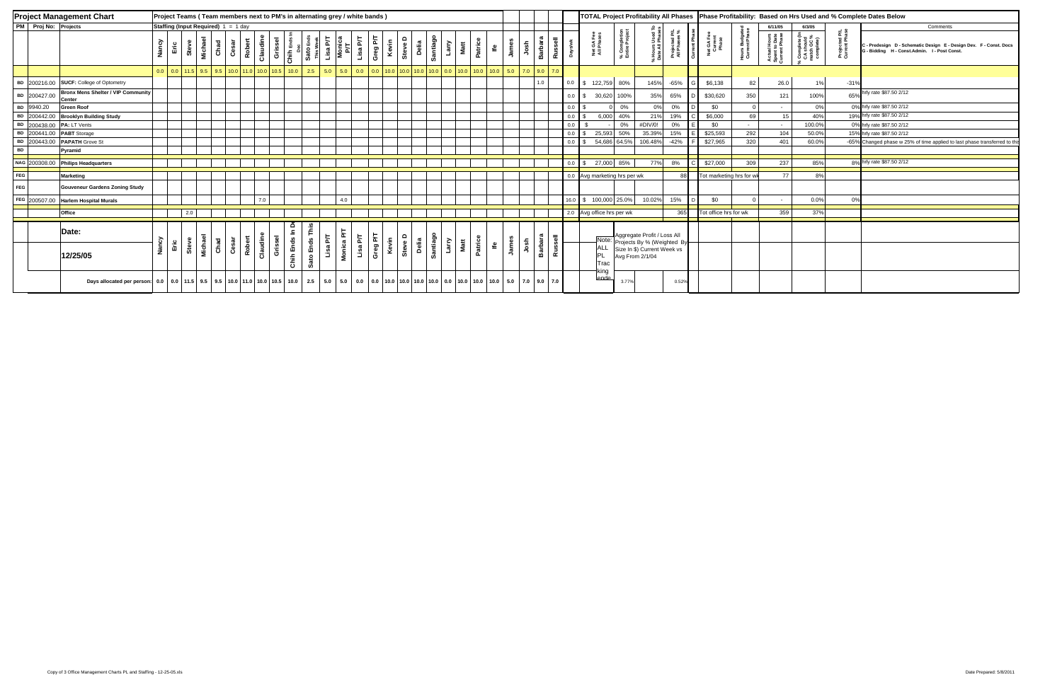| Project Management Chart | | | Project Teams ( Team members next to PM's in alternating grey / white bands ) | | | | | | | | | | | | | | | | | | | | | | | | | | | | | TOTAL Project Profitability All Phases | | | | | Phase Profitability: Based on Hrs Used and % Complete Dates Below | | | | | |
|---|---|---|---|---|---|---|---|---|---|---|---|---|---|---|---|---|---|---|---|---|---|---|---|---|---|---|---|---|---|---|---|---|---|---|---|---|---|---|---|---|---|---|
| PM | Proj No: | Projects | Staffing (Input Required) 1 = 1 day | | | | | | | | | | | | | | | | | | | | | | | | | | | | | | | | | | | | 6/11/05 | 6/3/05 | | Comments |
| | | | Nancy | Eric | Steve | Michael | Chad | Cesar | Robert | Claudine | Grissel | Chih Ends In Dec | Sato Ends This Week | Lisa P/T | Monica P/T | Lisa P/T | Greg P/T | Kevin | Steve D | Delia | Santiago | Larry | Matt | Patrice | Ife | James | Josh | Barbara | Russell | Days/wk | Net GA Fee All Phases | % Completion Entire Project | % Hours Used To Date All Phases | Projected P/L All Phases % | Current Phase | Net GA Fee Current Phase | Hours Budgeted Current Phase | Actual Hours Spent to Date Current Phase | % Complete (in CA should match GC % complete) | Projected P/L Current Phase | C - Predesign D - Schematic Design E - Design Dev. F - Const. Docs G - Bidding H - Const.Admin. I - Post Const. |
| | | | 0.0 | 0.0 | 11.5 | 9.5 | 9.5 | 10.0 | 11.0 | 10.0 | 10.5 | 10.0 | 2.5 | 5.0 | 5.0 | 0.0 | 0.0 | 10.0 | 10.0 | 10.0 | 10.0 | 0.0 | 10.0 | 10.0 | 10.0 | 5.0 | 7.0 | 9.0 | 7.0 | | | | | | | | | | | | |
| BD | 200216.00 | SUCF: College of Optometry | | | | | | | | | | | | | | | | | | | | | | | | | | 1.0 | | 0.0 | $ 122,759 | 80% | 145% | -65% | G | $6,138 | 82 | 26.0 | 1% | -31% | |
| BD | 200427.00 | Bronx Mens Shelter / VIP Community Center | | | | | | | | | | | | | | | | | | | | | | | | | | | | 0.0 | $ 30,620 | 100% | 35% | 65% | D | $30,620 | 350 | 121 | 100% | 65% | hrly rate $87.50 2/12 |
| BD | 9940.20 | Green Roof | | | | | | | | | | | | | | | | | | | | | | | | | | | | 0.0 | $ 0 | 0% | 0% | 0% | D | $0 | 0 | - | 0% | 0% | hrly rate $87.50 2/12 |
| BD | 200442.00 | Brooklyn Building Study | | | | | | | | | | | | | | | | | | | | | | | | | | | | 0.0 | $ 6,000 | 40% | 21% | 19% | C | $6,000 | 69 | 15 | 40% | 19% | hrly rate $87.50 2/12 |
| BD | 200438.00 | PA: LT Vents | | | | | | | | | | | | | | | | | | | | | | | | | | | | 0.0 | $ - | 0% | #DIV/0! | 0% | E | $0 | - | - | 100.0% | 0% | hrly rate $87.50 2/12 |
| BD | 200441.00 | PABT Storage | | | | | | | | | | | | | | | | | | | | | | | | | | | | 0.0 | $ 25,593 | 50% | 35.39% | 15% | E | $25,593 | 292 | 104 | 50.0% | 15% | hrly rate $87.50 2/12 |
| BD | 200443.00 | PAPATH Grove St | | | | | | | | | | | | | | | | | | | | | | | | | | | | 0.0 | $ 54,686 | 64.5% | 106.48% | -42% | F | $27,965 | 320 | 401 | 60.0% | -65% | Changed phase w 25% of time applied to last phase transferred to this |
| BD | | Pyramid | | | | | | | | | | | | | | | | | | | | | | | | | | | | | | | | | | | | | | | |
| NAG | 200308.00 | Philips Headquarters | | | | | | | | | | | | | | | | | | | | | | | | | | | | 0.0 | $ 27,000 | 85% | 77% | 8% | C | $27,000 | 309 | 237 | 85% | 8% | hrly rate $87.50 2/12 |
| FEG | | Marketing | | | | | | | | | | | | | | | | | | | | | | | | | | | | 0.0 | Avg marketing hrs per wk | | | 88 | | Tot marketing hrs for wk | | 77 | 8% | | |
| FEG | | Gouveneur Gardens Zoning Study | | | | | | | | | | | | | | | | | | | | | | | | | | | | | | | | | | | | | | | |
| FEG | 200507.00 | Harlem Hospital Murals | | | | | | | | 7.0 | | | | | 4.0 | | | | | | | | | | | | | | | 16.0 | $ 100,000 | 25.0% | 10.02% | 15% | D | $0 | 0 | - | 0.0% | 0% | |
| | | Office | | | 2.0 | | | | | | | | | | | | | | | | | | | | | | | | | 2.0 | Avg office hrs per wk | | | 365 | | Tot office hrs for wk | | 359 | 37% | | |
| | | Date: 12/25/05 | Nancy | Eric | Steve | Michael | Chad | Cesar | Robert | Claudine | Grissel | Chih Ends In Dec | Sato Ends This Week | Lisa P/T | Monica P/T | Lisa P/T | Greg P/T | Kevin | Steve D | Delia | Santiago | Larry | Matt | Patrice | Ife | James | Josh | Barbara | Russell | | Note: ALL PL Tracking ende | Aggregate Profit / Loss All Projects By % (Weighted By Size In $) Current Week vs Avg From 2/1/04 | | | | | | | | | |
| | | Days allocated per person: | 0.0 | 0.0 | 11.5 | 9.5 | 9.5 | 10.0 | 11.0 | 10.0 | 10.5 | 10.0 | 2.5 | 5.0 | 5.0 | 0.0 | 0.0 | 10.0 | 10.0 | 10.0 | 10.0 | 0.0 | 10.0 | 10.0 | 10.0 | 5.0 | 7.0 | 9.0 | 7.0 | | | 3.77% | | 0.52% | | | | | | | |